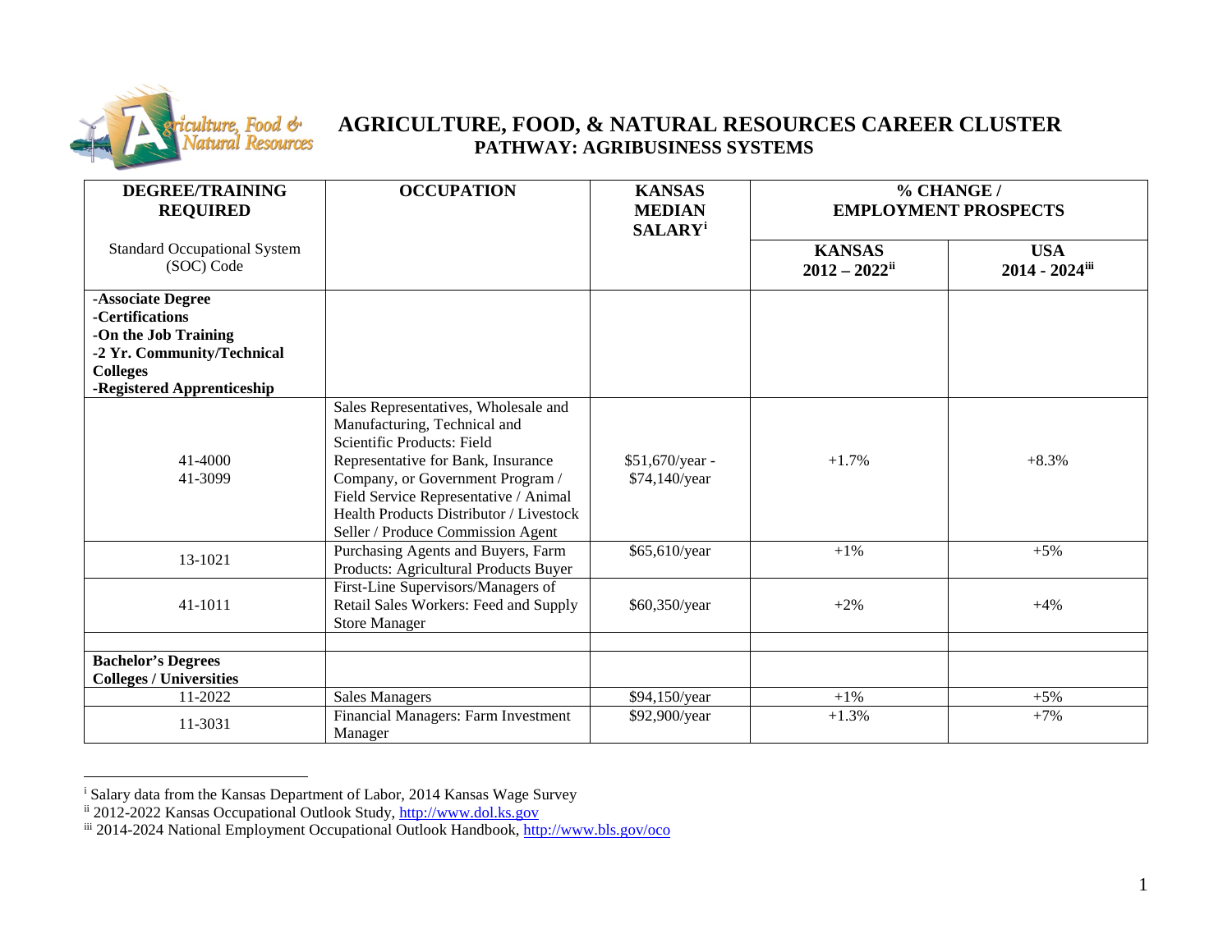# AGRICULTURE, FOOD, & NATURAL RESOURCES CAREER CLUSTER

## PATHWAY: AGRIBUSINESS SYSTEMS

| DEGREE/TRAINING REQUIRED<br><br>Standard Occupational System (SOC) Code | OCCUPATION | KANSAS MEDIAN SALARY[i] | % CHANGE / EMPLOYMENT PROSPECTS | |
|---|---|---|---|---|
| | | | KANSAS 2012 – 2022[ii] | USA 2014 - 2024[iii] |
| **-Associate Degree**<br>**-Certifications**<br>**-On the Job Training**<br>**-2 Yr. Community/Technical Colleges**<br>**-Registered Apprenticeship** | | | | |
| 41-4000<br>41-3099 | Sales Representatives, Wholesale and Manufacturing, Technical and Scientific Products: Field Representative for Bank, Insurance Company, or Government Program / Field Service Representative / Animal Health Products Distributor / Livestock Seller / Produce Commission Agent | $51,670/year - $74,140/year | +1.7% | +8.3% |
| 13-1021 | Purchasing Agents and Buyers, Farm Products: Agricultural Products Buyer | $65,610/year | +1% | +5% |
| 41-1011 | First-Line Supervisors/Managers of Retail Sales Workers: Feed and Supply Store Manager | $60,350/year | +2% | +4% |
| | | | | |
| **Bachelor's Degrees**<br>**Colleges / Universities** | | | | |
| 11-2022 | Sales Managers | $94,150/year | +1% | +5% |
| 11-3031 | Financial Managers: Farm Investment Manager | $92,900/year | +1.3% | +7% |

[i] Salary data from the Kansas Department of Labor, 2014 Kansas Wage Survey

[ii] 2012-2022 Kansas Occupational Outlook Study, http://www.dol.ks.gov

[iii] 2014-2024 National Employment Occupational Outlook Handbook, http://www.bls.gov/oco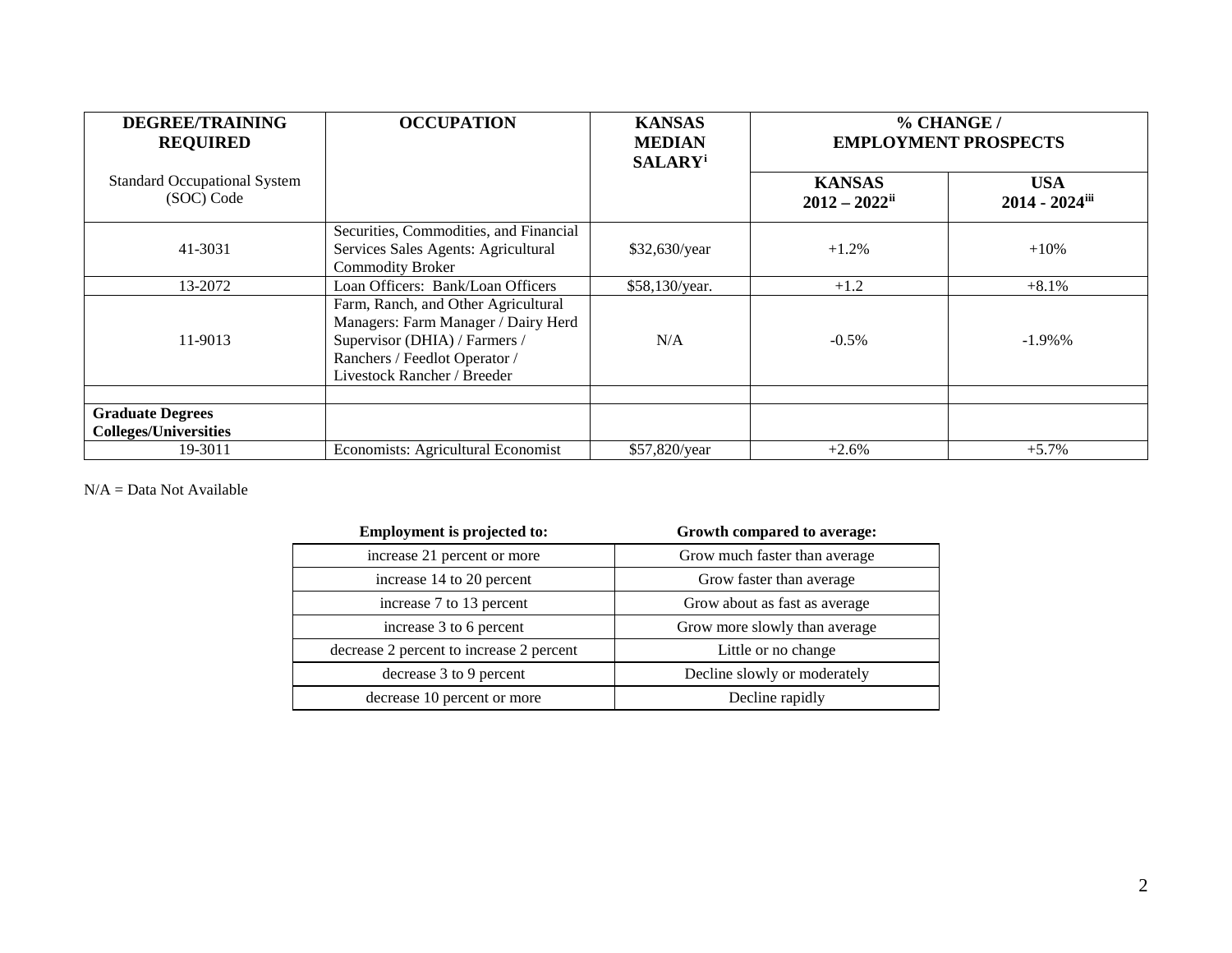| DEGREE/TRAINING REQUIRED<br><br>Standard Occupational System (SOC) Code | OCCUPATION | KANSAS MEDIAN SALARY[i] | % CHANGE / EMPLOYMENT PROSPECTS | |
|---|---|---|---|---|
| | | | KANSAS 2012 – 2022[ii] | USA 2014 - 2024[iii] |
| 41-3031 | Securities, Commodities, and Financial Services Sales Agents: Agricultural Commodity Broker | $32,630/year | +1.2% | +10% |
| 13-2072 | Loan Officers: Bank/Loan Officers | $58,130/year. | +1.2 | +8.1% |
| 11-9013 | Farm, Ranch, and Other Agricultural Managers: Farm Manager / Dairy Herd Supervisor (DHIA) / Farmers / Ranchers / Feedlot Operator / Livestock Rancher / Breeder | N/A | -0.5% | -1.9%% |
| | | | | |
| **Graduate Degrees Colleges/Universities** | | | | |
| 19-3011 | Economists: Agricultural Economist | $57,820/year | +2.6% | +5.7% |

N/A = Data Not Available

| Employment is projected to: | Growth compared to average: |
|---|---|
| increase 21 percent or more | Grow much faster than average |
| increase 14 to 20 percent | Grow faster than average |
| increase 7 to 13 percent | Grow about as fast as average |
| increase 3 to 6 percent | Grow more slowly than average |
| decrease 2 percent to increase 2 percent | Little or no change |
| decrease 3 to 9 percent | Decline slowly or moderately |
| decrease 10 percent or more | Decline rapidly |